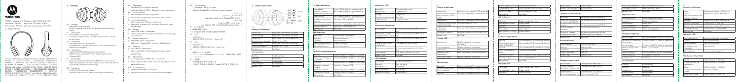motorola

MODEL: Squads 300

1. Pairing

2. Basic Operation

Additional Operation